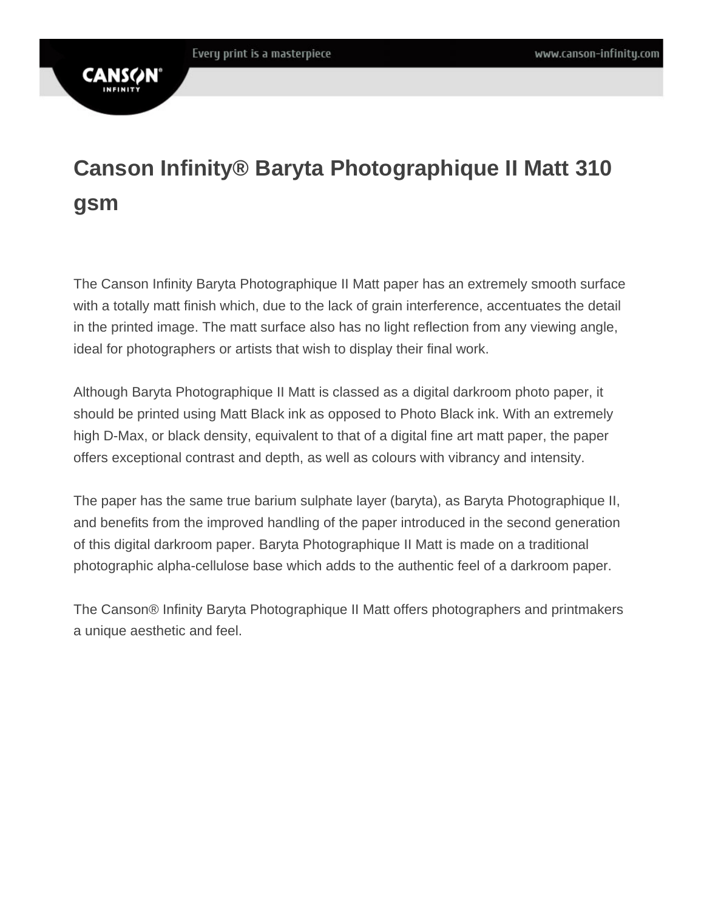# Canson Infinity® Baryta Photographique II Matt 310 gsm

The Canson Infinity Baryta Photographique II Matt paper has an extremely smooth surface with a totally matt finish which, due to the lack of grain interference, accentuates the detail in the printed image. The matt surface also has no light reflection from any viewing angle, ideal for photographers or artists that wish to display their final work.

Although Baryta Photographique II Matt is classed as a digital darkroom photo paper, it should be printed using Matt Black ink as opposed to Photo Black ink. With an extremely high D-Max, or black density, equivalent to that of a digital fine art matt paper, the paper offers exceptional contrast and depth, as well as colours with vibrancy and intensity.

The paper has the same true barium sulphate layer (baryta), as Baryta Photographique II, and benefits from the improved handling of the paper introduced in the second generation of this digital darkroom paper. Baryta Photographique II Matt is made on a traditional photographic alpha-cellulose base which adds to the authentic feel of a darkroom paper.

The Canson® Infinity Baryta Photographique II Matt offers photographers and printmakers a unique aesthetic and feel.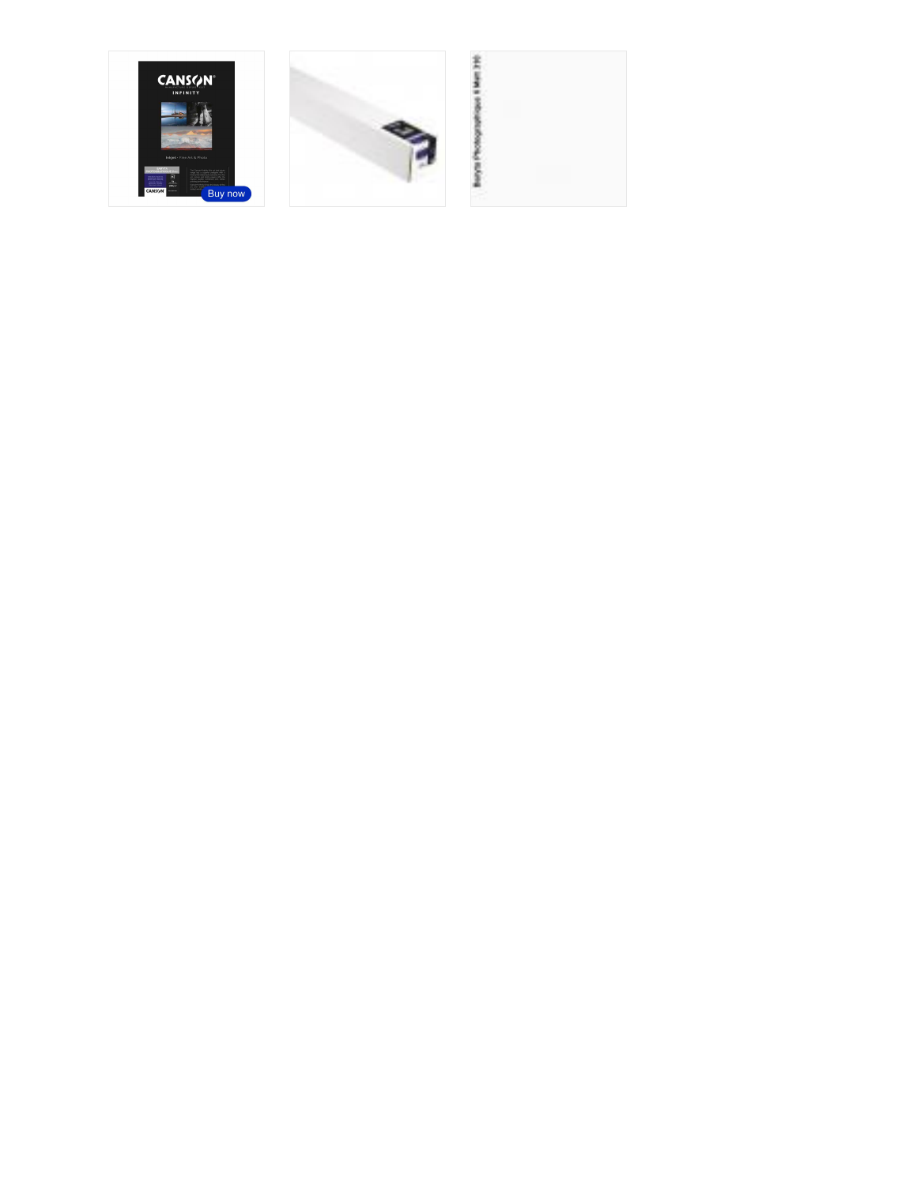Buy now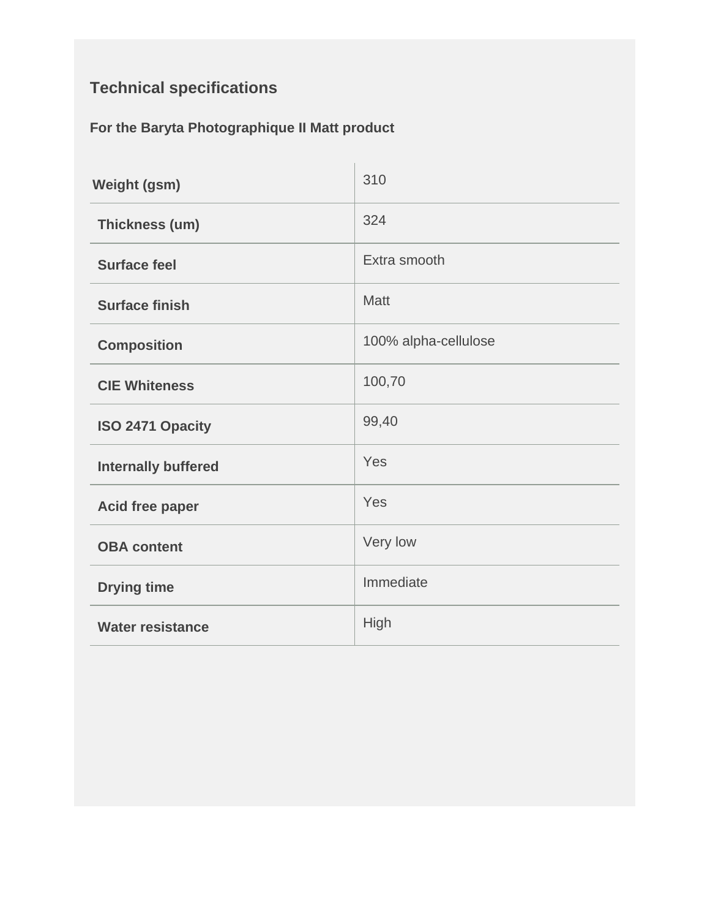## Technical specifications

**For the Baryta Photographique II Matt product**

| | |
|---|---|
| **Weight (gsm)** | 310 |
| **Thickness (um)** | 324 |
| **Surface feel** | Extra smooth |
| **Surface finish** | Matt |
| **Composition** | 100% alpha-cellulose |
| **CIE Whiteness** | 100,70 |
| **ISO 2471 Opacity** | 99,40 |
| **Internally buffered** | Yes |
| **Acid free paper** | Yes |
| **OBA content** | Very low |
| **Drying time** | Immediate |
| **Water resistance** | High |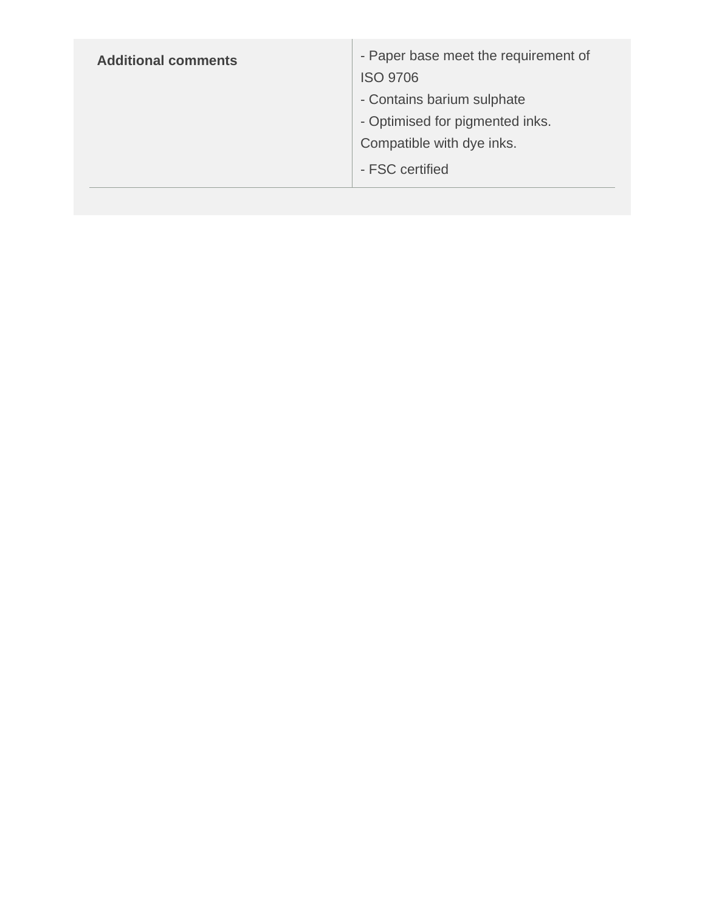| | |
|---|---|
| **Additional comments** | - Paper base meet the requirement of ISO 9706<br>- Contains barium sulphate<br>- Optimised for pigmented inks. Compatible with dye inks.<br>- FSC certified |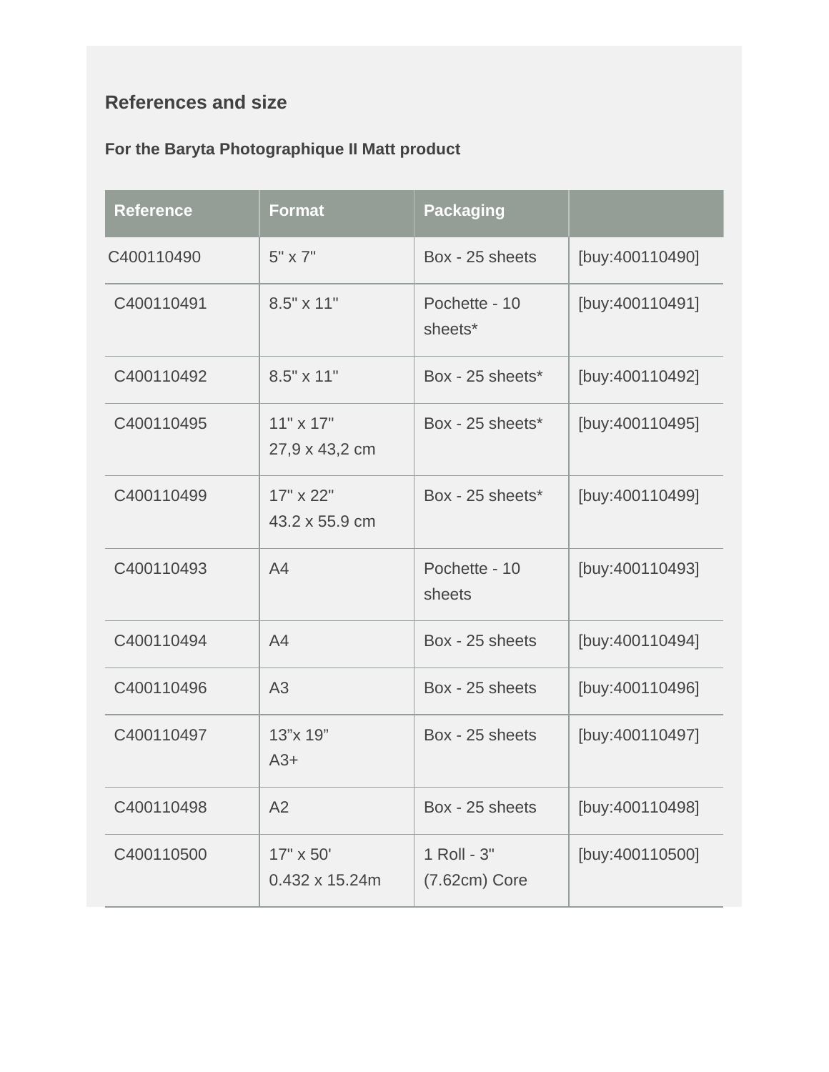## References and size

### For the Baryta Photographique II Matt product

| Reference | Format | Packaging | |
|---|---|---|---|
| C400110490 | 5" x 7" | Box - 25 sheets | [buy:400110490] |
| C400110491 | 8.5" x 11" | Pochette - 10 sheets* | [buy:400110491] |
| C400110492 | 8.5" x 11" | Box - 25 sheets* | [buy:400110492] |
| C400110495 | 11" x 17"<br>27,9 x 43,2 cm | Box - 25 sheets* | [buy:400110495] |
| C400110499 | 17" x 22"<br>43.2 x 55.9 cm | Box - 25 sheets* | [buy:400110499] |
| C400110493 | A4 | Pochette - 10 sheets | [buy:400110493] |
| C400110494 | A4 | Box - 25 sheets | [buy:400110494] |
| C400110496 | A3 | Box - 25 sheets | [buy:400110496] |
| C400110497 | 13"x 19"<br>A3+ | Box - 25 sheets | [buy:400110497] |
| C400110498 | A2 | Box - 25 sheets | [buy:400110498] |
| C400110500 | 17" x 50'<br>0.432 x 15.24m | 1 Roll - 3" (7.62cm) Core | [buy:400110500] |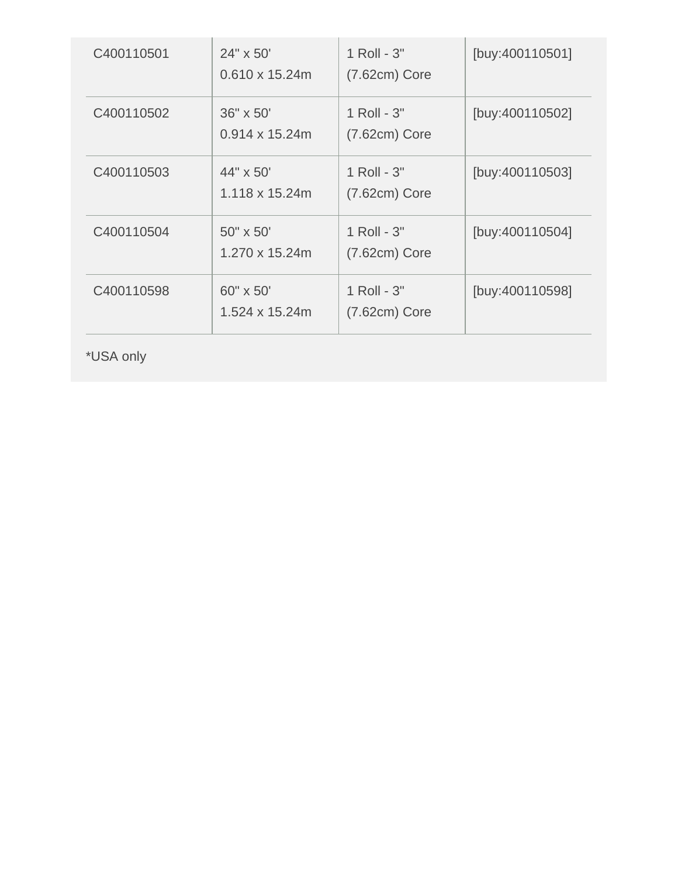| | | | |
|---|---|---|---|
| C400110501 | 24" x 50' 0.610 x 15.24m | 1 Roll - 3" (7.62cm) Core | [buy:400110501] |
| C400110502 | 36" x 50' 0.914 x 15.24m | 1 Roll - 3" (7.62cm) Core | [buy:400110502] |
| C400110503 | 44" x 50' 1.118 x 15.24m | 1 Roll - 3" (7.62cm) Core | [buy:400110503] |
| C400110504 | 50" x 50' 1.270 x 15.24m | 1 Roll - 3" (7.62cm) Core | [buy:400110504] |
| C400110598 | 60" x 50' 1.524 x 15.24m | 1 Roll - 3" (7.62cm) Core | [buy:400110598] |

*USA only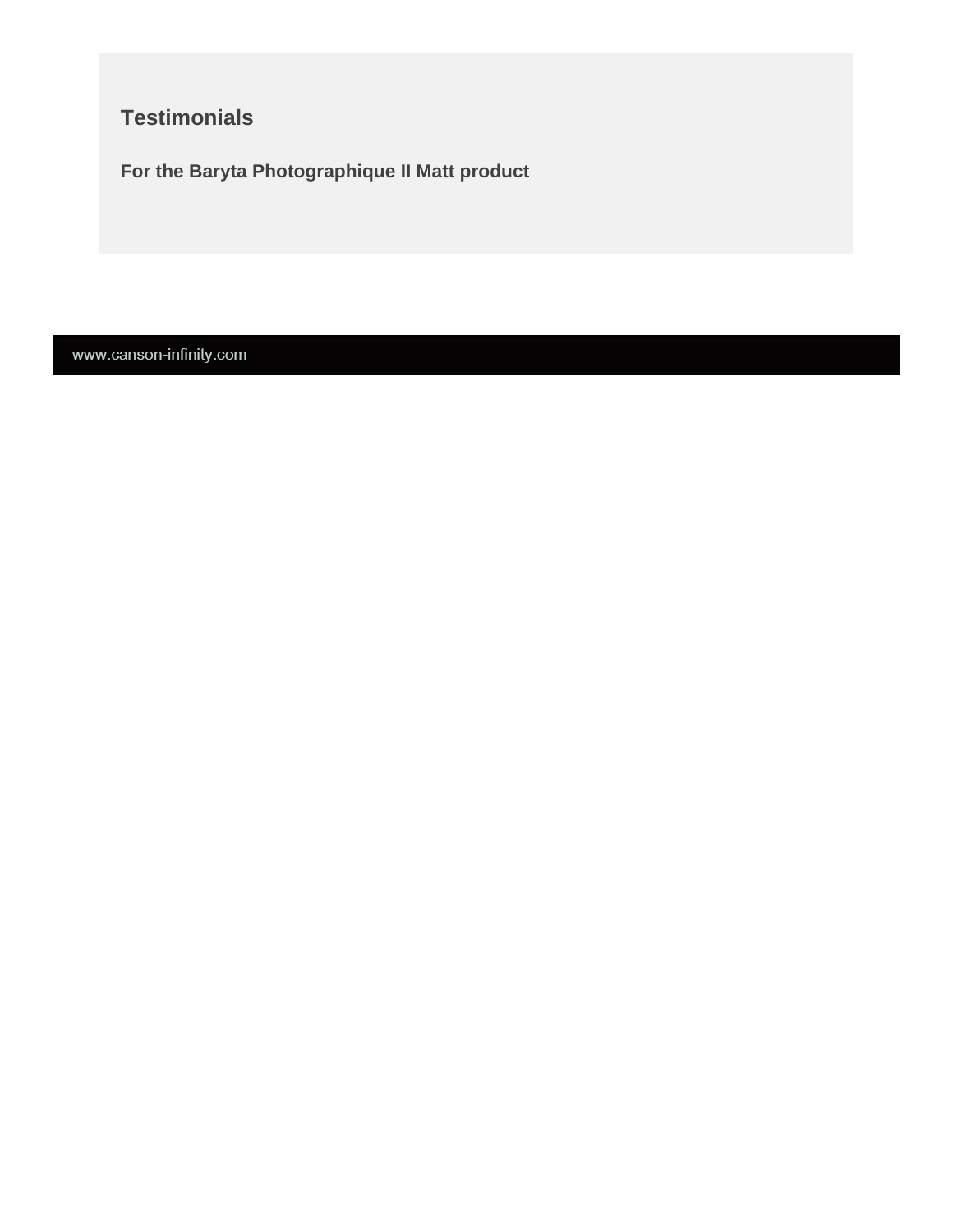## Testimonials

**For the Baryta Photographique II Matt product**

www.canson-infinity.com